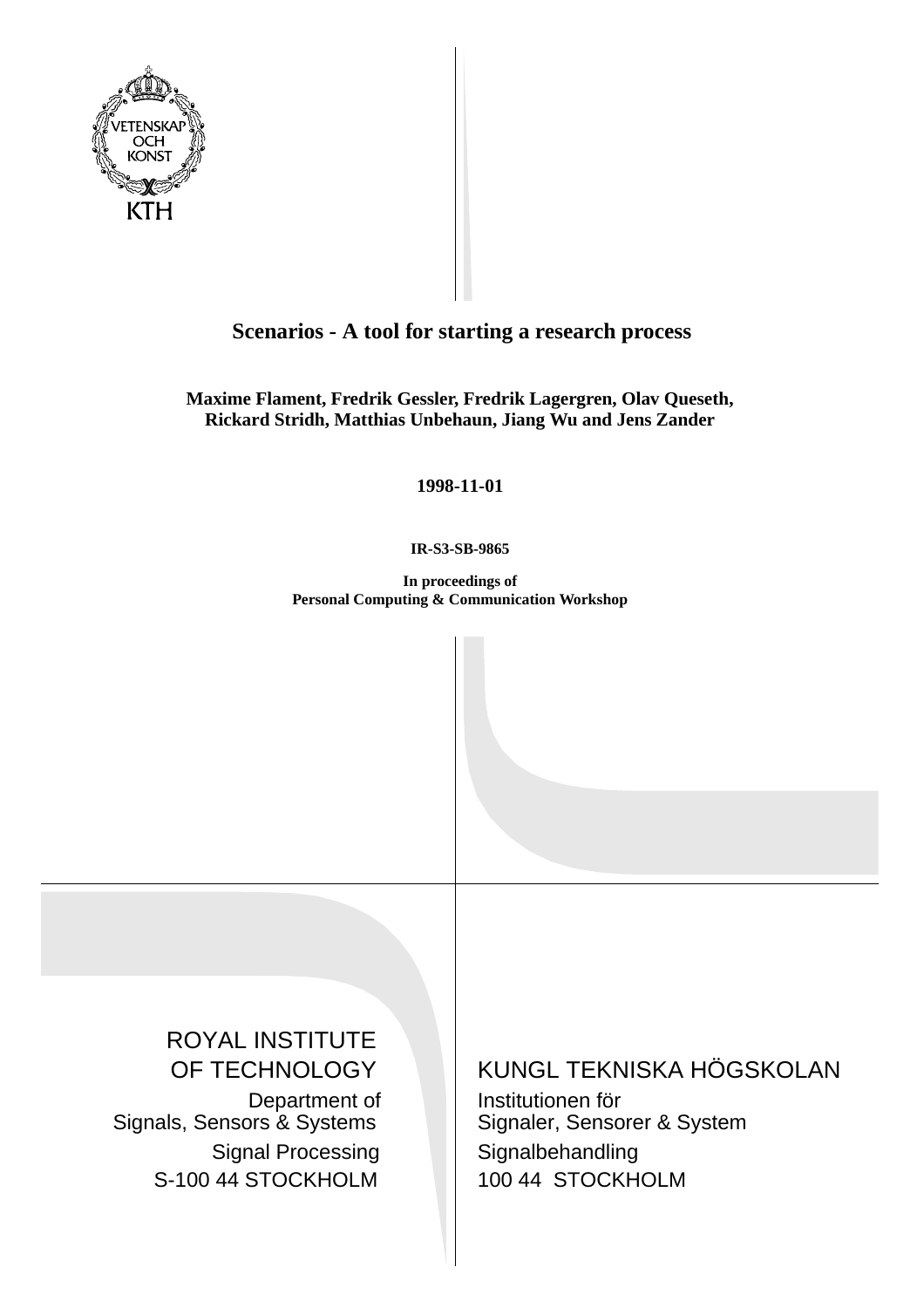VETENSKAP OCH KONST

KTH

# Scenarios - A tool for starting a research process

**Maxime Flament, Fredrik Gessler, Fredrik Lagergren, Olav Queseth, Rickard Stridh, Matthias Unbehaun, Jiang Wu and Jens Zander**

**1998-11-01**

**IR-S3-SB-9865**

**In proceedings of**
**Personal Computing & Communication Workshop**

ROYAL INSTITUTE OF TECHNOLOGY
Department of Signals, Sensors & Systems
Signal Processing
S-100 44 STOCKHOLM

KUNGL TEKNISKA HÖGSKOLAN
Institutionen för Signaler, Sensorer & System
Signalbehandling
100 44 STOCKHOLM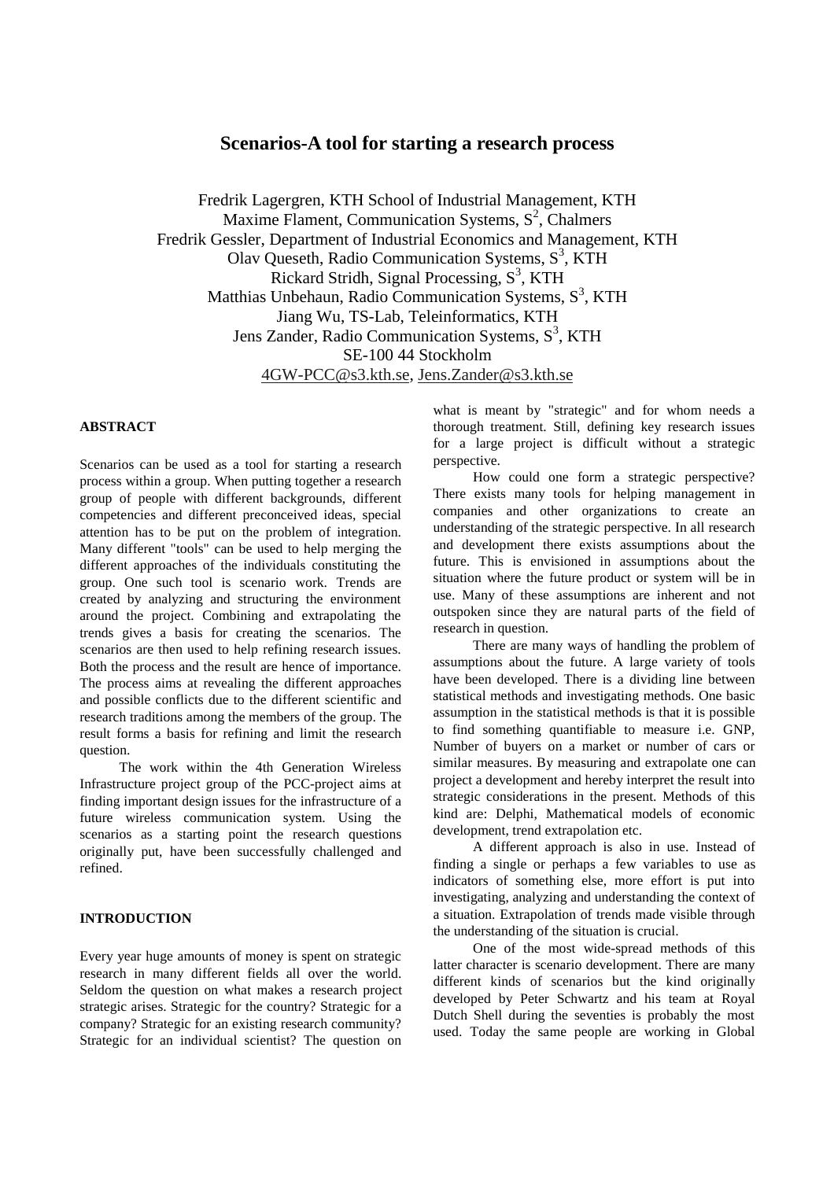# Scenarios-A tool for starting a research process

Fredrik Lagergren, KTH School of Industrial Management, KTH
Maxime Flament, Communication Systems, S[2], Chalmers
Fredrik Gessler, Department of Industrial Economics and Management, KTH
Olav Queseth, Radio Communication Systems, S[3], KTH
Rickard Stridh, Signal Processing, S[3], KTH
Matthias Unbehaun, Radio Communication Systems, S[3], KTH
Jiang Wu, TS-Lab, Teleinformatics, KTH
Jens Zander, Radio Communication Systems, S[3], KTH
SE-100 44 Stockholm
4GW-PCC@s3.kth.se, Jens.Zander@s3.kth.se

## ABSTRACT

Scenarios can be used as a tool for starting a research process within a group. When putting together a research group of people with different backgrounds, different competencies and different preconceived ideas, special attention has to be put on the problem of integration. Many different "tools" can be used to help merging the different approaches of the individuals constituting the group. One such tool is scenario work. Trends are created by analyzing and structuring the environment around the project. Combining and extrapolating the trends gives a basis for creating the scenarios. The scenarios are then used to help refining research issues. Both the process and the result are hence of importance. The process aims at revealing the different approaches and possible conflicts due to the different scientific and research traditions among the members of the group. The result forms a basis for refining and limit the research question.

The work within the 4th Generation Wireless Infrastructure project group of the PCC-project aims at finding important design issues for the infrastructure of a future wireless communication system. Using the scenarios as a starting point the research questions originally put, have been successfully challenged and refined.

## INTRODUCTION

Every year huge amounts of money is spent on strategic research in many different fields all over the world. Seldom the question on what makes a research project strategic arises. Strategic for the country? Strategic for a company? Strategic for an existing research community? Strategic for an individual scientist? The question on what is meant by "strategic" and for whom needs a thorough treatment. Still, defining key research issues for a large project is difficult without a strategic perspective.

How could one form a strategic perspective? There exists many tools for helping management in companies and other organizations to create an understanding of the strategic perspective. In all research and development there exists assumptions about the future. This is envisioned in assumptions about the situation where the future product or system will be in use. Many of these assumptions are inherent and not outspoken since they are natural parts of the field of research in question.

There are many ways of handling the problem of assumptions about the future. A large variety of tools have been developed. There is a dividing line between statistical methods and investigating methods. One basic assumption in the statistical methods is that it is possible to find something quantifiable to measure i.e. GNP, Number of buyers on a market or number of cars or similar measures. By measuring and extrapolate one can project a development and hereby interpret the result into strategic considerations in the present. Methods of this kind are: Delphi, Mathematical models of economic development, trend extrapolation etc.

A different approach is also in use. Instead of finding a single or perhaps a few variables to use as indicators of something else, more effort is put into investigating, analyzing and understanding the context of a situation. Extrapolation of trends made visible through the understanding of the situation is crucial.

One of the most wide-spread methods of this latter character is scenario development. There are many different kinds of scenarios but the kind originally developed by Peter Schwartz and his team at Royal Dutch Shell during the seventies is probably the most used. Today the same people are working in Global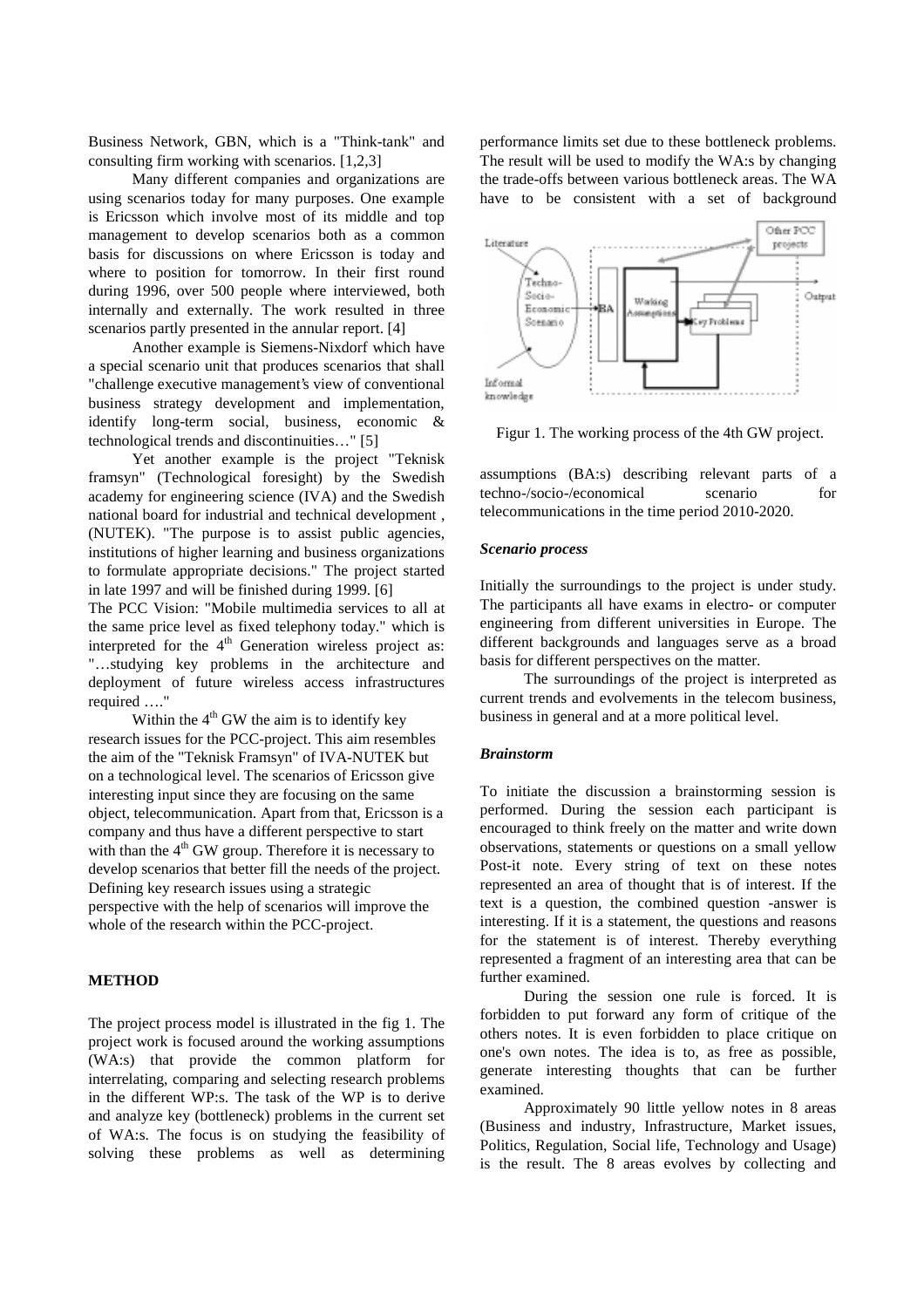Business Network, GBN, which is a "Think-tank" and consulting firm working with scenarios. [1,2,3]

Many different companies and organizations are using scenarios today for many purposes. One example is Ericsson which involve most of its middle and top management to develop scenarios both as a common basis for discussions on where Ericsson is today and where to position for tomorrow. In their first round during 1996, over 500 people where interviewed, both internally and externally. The work resulted in three scenarios partly presented in the annular report. [4]

Another example is Siemens-Nixdorf which have a special scenario unit that produces scenarios that shall "challenge executive management's view of conventional business strategy development and implementation, identify long-term social, business, economic & technological trends and discontinuities…" [5]

Yet another example is the project "Teknisk framsyn" (Technological foresight) by the Swedish academy for engineering science (IVA) and the Swedish national board for industrial and technical development , (NUTEK). "The purpose is to assist public agencies, institutions of higher learning and business organizations to formulate appropriate decisions." The project started in late 1997 and will be finished during 1999. [6]

The PCC Vision: "Mobile multimedia services to all at the same price level as fixed telephony today." which is interpreted for the 4th Generation wireless project as: "…studying key problems in the architecture and deployment of future wireless access infrastructures required …."

Within the 4th GW the aim is to identify key research issues for the PCC-project. This aim resembles the aim of the "Teknisk Framsyn" of IVA-NUTEK but on a technological level. The scenarios of Ericsson give interesting input since they are focusing on the same object, telecommunication. Apart from that, Ericsson is a company and thus have a different perspective to start with than the 4th GW group. Therefore it is necessary to develop scenarios that better fill the needs of the project. Defining key research issues using a strategic perspective with the help of scenarios will improve the whole of the research within the PCC-project.

## METHOD

The project process model is illustrated in the fig 1. The project work is focused around the working assumptions (WA:s) that provide the common platform for interrelating, comparing and selecting research problems in the different WP:s. The task of the WP is to derive and analyze key (bottleneck) problems in the current set of WA:s. The focus is on studying the feasibility of solving these problems as well as determining performance limits set due to these bottleneck problems. The result will be used to modify the WA:s by changing the trade-offs between various bottleneck areas. The WA have to be consistent with a set of background assumptions (BA:s) describing relevant parts of a techno-/socio-/economical scenario for telecommunications in the time period 2010-2020.

Figur 1. The working process of the 4th GW project.

### *Scenario process*

Initially the surroundings to the project is under study. The participants all have exams in electro- or computer engineering from different universities in Europe. The different backgrounds and languages serve as a broad basis for different perspectives on the matter.

The surroundings of the project is interpreted as current trends and evolvements in the telecom business, business in general and at a more political level.

### *Brainstorm*

To initiate the discussion a brainstorming session is performed. During the session each participant is encouraged to think freely on the matter and write down observations, statements or questions on a small yellow Post-it note. Every string of text on these notes represented an area of thought that is of interest. If the text is a question, the combined question -answer is interesting. If it is a statement, the questions and reasons for the statement is of interest. Thereby everything represented a fragment of an interesting area that can be further examined.

During the session one rule is forced. It is forbidden to put forward any form of critique of the others notes. It is even forbidden to place critique on one's own notes. The idea is to, as free as possible, generate interesting thoughts that can be further examined.

Approximately 90 little yellow notes in 8 areas (Business and industry, Infrastructure, Market issues, Politics, Regulation, Social life, Technology and Usage) is the result. The 8 areas evolves by collecting and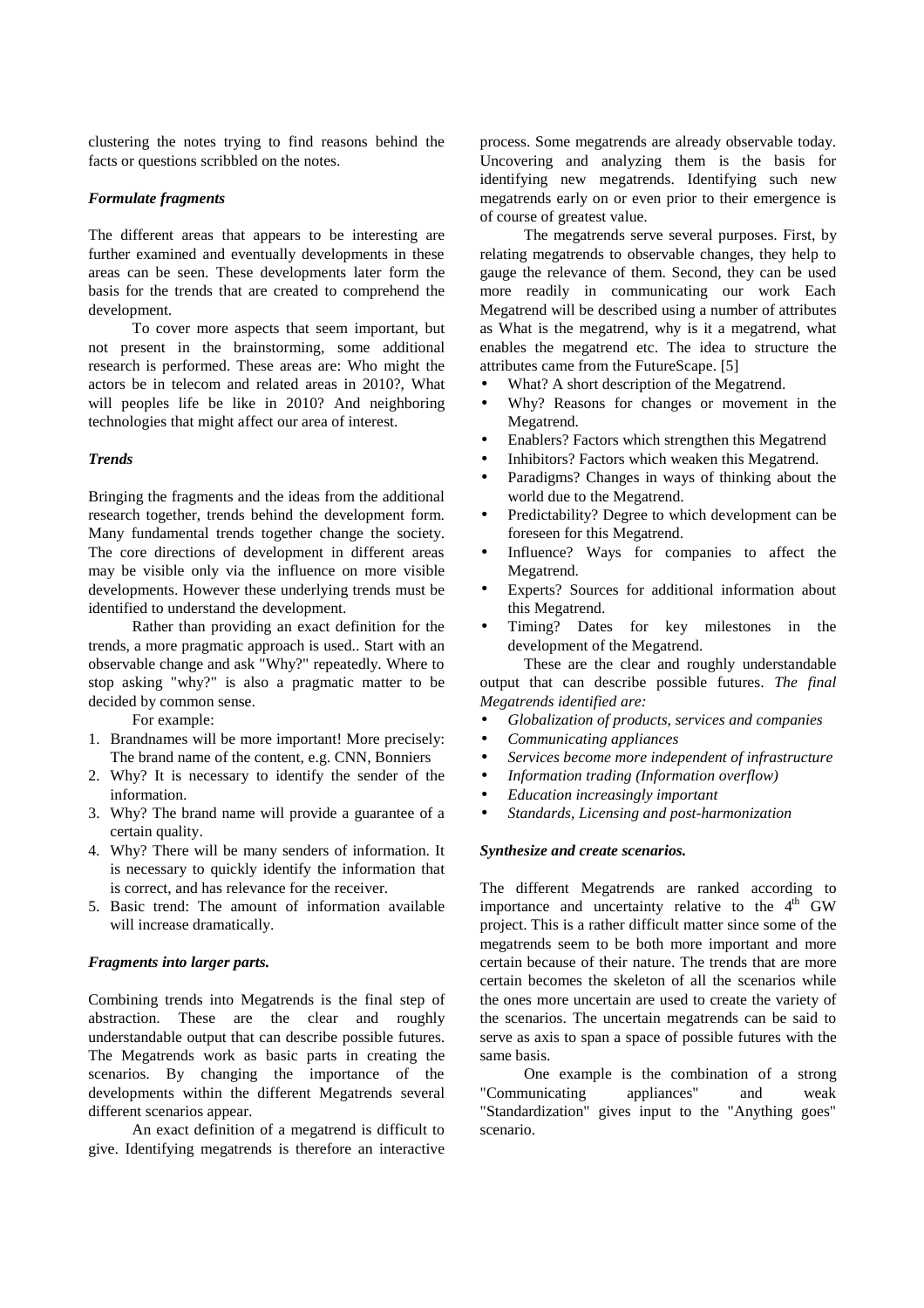clustering the notes trying to find reasons behind the facts or questions scribbled on the notes.

### *Formulate fragments*

The different areas that appears to be interesting are further examined and eventually developments in these areas can be seen. These developments later form the basis for the trends that are created to comprehend the development.

To cover more aspects that seem important, but not present in the brainstorming, some additional research is performed. These areas are: Who might the actors be in telecom and related areas in 2010?, What will peoples life be like in 2010? And neighboring technologies that might affect our area of interest.

### *Trends*

Bringing the fragments and the ideas from the additional research together, trends behind the development form. Many fundamental trends together change the society. The core directions of development in different areas may be visible only via the influence on more visible developments. However these underlying trends must be identified to understand the development.

Rather than providing an exact definition for the trends, a more pragmatic approach is used.. Start with an observable change and ask "Why?" repeatedly. Where to stop asking "why?" is also a pragmatic matter to be decided by common sense.

For example:

1. Brandnames will be more important! More precisely: The brand name of the content, e.g. CNN, Bonniers
2. Why? It is necessary to identify the sender of the information.
3. Why? The brand name will provide a guarantee of a certain quality.
4. Why? There will be many senders of information. It is necessary to quickly identify the information that is correct, and has relevance for the receiver.
5. Basic trend: The amount of information available will increase dramatically.

### *Fragments into larger parts.*

Combining trends into Megatrends is the final step of abstraction. These are the clear and roughly understandable output that can describe possible futures. The Megatrends work as basic parts in creating the scenarios. By changing the importance of the developments within the different Megatrends several different scenarios appear.

An exact definition of a megatrend is difficult to give. Identifying megatrends is therefore an interactive process. Some megatrends are already observable today. Uncovering and analyzing them is the basis for identifying new megatrends. Identifying such new megatrends early on or even prior to their emergence is of course of greatest value.

The megatrends serve several purposes. First, by relating megatrends to observable changes, they help to gauge the relevance of them. Second, they can be used more readily in communicating our work Each Megatrend will be described using a number of attributes as What is the megatrend, why is it a megatrend, what enables the megatrend etc. The idea to structure the attributes came from the FutureScape. [5]

- What? A short description of the Megatrend.
- Why? Reasons for changes or movement in the Megatrend.
- Enablers? Factors which strengthen this Megatrend
- Inhibitors? Factors which weaken this Megatrend.
- Paradigms? Changes in ways of thinking about the world due to the Megatrend.
- Predictability? Degree to which development can be foreseen for this Megatrend.
- Influence? Ways for companies to affect the Megatrend.
- Experts? Sources for additional information about this Megatrend.
- Timing? Dates for key milestones in the development of the Megatrend.

These are the clear and roughly understandable output that can describe possible futures. *The final Megatrends identified are:*

- *Globalization of products, services and companies*
- *Communicating appliances*
- *Services become more independent of infrastructure*
- *Information trading (Information overflow)*
- *Education increasingly important*
- *Standards, Licensing and post-harmonization*

### *Synthesize and create scenarios.*

The different Megatrends are ranked according to importance and uncertainty relative to the 4th GW project. This is a rather difficult matter since some of the megatrends seem to be both more important and more certain because of their nature. The trends that are more certain becomes the skeleton of all the scenarios while the ones more uncertain are used to create the variety of the scenarios. The uncertain megatrends can be said to serve as axis to span a space of possible futures with the same basis.

One example is the combination of a strong "Communicating appliances" and weak "Standardization" gives input to the "Anything goes" scenario.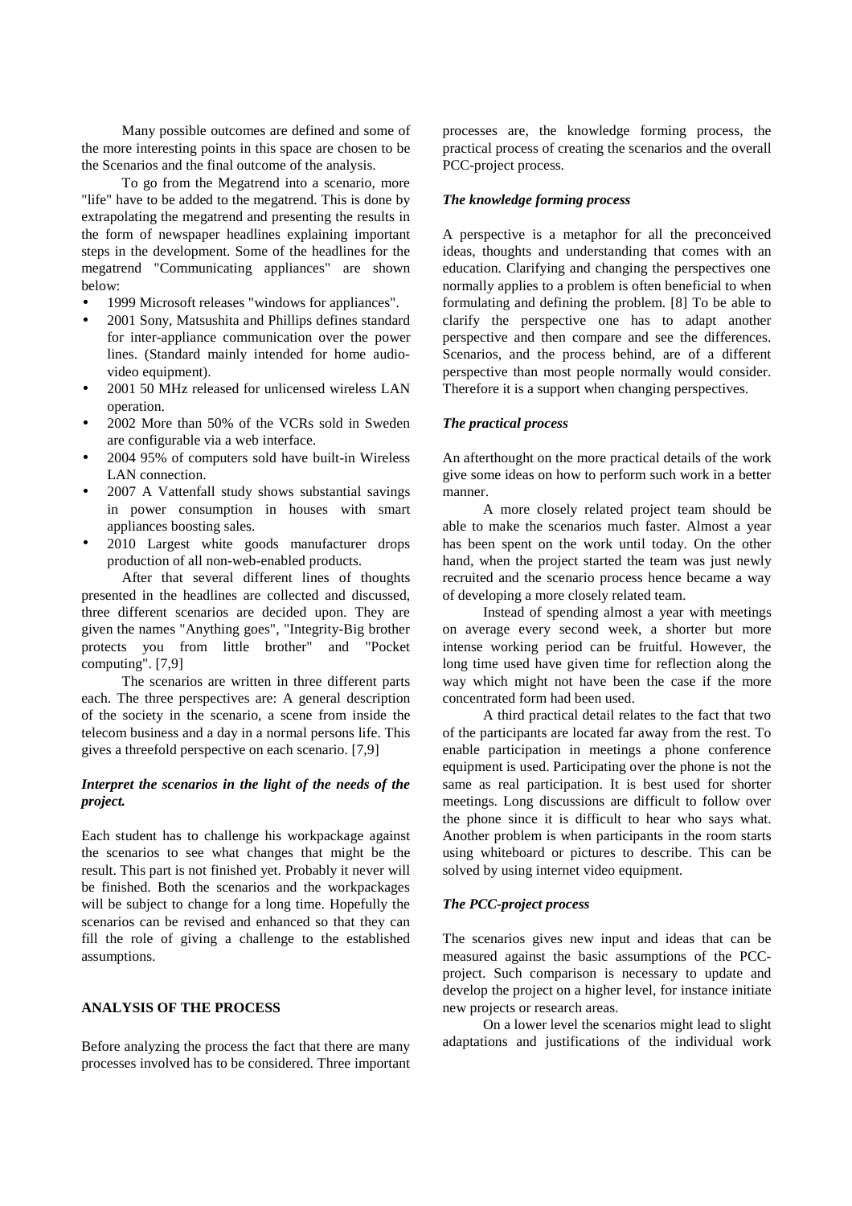Many possible outcomes are defined and some of the more interesting points in this space are chosen to be the Scenarios and the final outcome of the analysis.

To go from the Megatrend into a scenario, more "life" have to be added to the megatrend. This is done by extrapolating the megatrend and presenting the results in the form of newspaper headlines explaining important steps in the development. Some of the headlines for the megatrend "Communicating appliances" are shown below:

- 1999 Microsoft releases "windows for appliances".
- 2001 Sony, Matsushita and Phillips defines standard for inter-appliance communication over the power lines. (Standard mainly intended for home audio-video equipment).
- 2001 50 MHz released for unlicensed wireless LAN operation.
- 2002 More than 50% of the VCRs sold in Sweden are configurable via a web interface.
- 2004 95% of computers sold have built-in Wireless LAN connection.
- 2007 A Vattenfall study shows substantial savings in power consumption in houses with smart appliances boosting sales.
- 2010 Largest white goods manufacturer drops production of all non-web-enabled products.

After that several different lines of thoughts presented in the headlines are collected and discussed, three different scenarios are decided upon. They are given the names "Anything goes", "Integrity-Big brother protects you from little brother" and "Pocket computing". [7,9]

The scenarios are written in three different parts each. The three perspectives are: A general description of the society in the scenario, a scene from inside the telecom business and a day in a normal persons life. This gives a threefold perspective on each scenario. [7,9]

### *Interpret the scenarios in the light of the needs of the project.*

Each student has to challenge his workpackage against the scenarios to see what changes that might be the result. This part is not finished yet. Probably it never will be finished. Both the scenarios and the workpackages will be subject to change for a long time. Hopefully the scenarios can be revised and enhanced so that they can fill the role of giving a challenge to the established assumptions.

## ANALYSIS OF THE PROCESS

Before analyzing the process the fact that there are many processes involved has to be considered. Three important processes are, the knowledge forming process, the practical process of creating the scenarios and the overall PCC-project process.

### *The knowledge forming process*

A perspective is a metaphor for all the preconceived ideas, thoughts and understanding that comes with an education. Clarifying and changing the perspectives one normally applies to a problem is often beneficial to when formulating and defining the problem. [8] To be able to clarify the perspective one has to adapt another perspective and then compare and see the differences. Scenarios, and the process behind, are of a different perspective than most people normally would consider. Therefore it is a support when changing perspectives.

### *The practical process*

An afterthought on the more practical details of the work give some ideas on how to perform such work in a better manner.

A more closely related project team should be able to make the scenarios much faster. Almost a year has been spent on the work until today. On the other hand, when the project started the team was just newly recruited and the scenario process hence became a way of developing a more closely related team.

Instead of spending almost a year with meetings on average every second week, a shorter but more intense working period can be fruitful. However, the long time used have given time for reflection along the way which might not have been the case if the more concentrated form had been used.

A third practical detail relates to the fact that two of the participants are located far away from the rest. To enable participation in meetings a phone conference equipment is used. Participating over the phone is not the same as real participation. It is best used for shorter meetings. Long discussions are difficult to follow over the phone since it is difficult to hear who says what. Another problem is when participants in the room starts using whiteboard or pictures to describe. This can be solved by using internet video equipment.

### *The PCC-project process*

The scenarios gives new input and ideas that can be measured against the basic assumptions of the PCC-project. Such comparison is necessary to update and develop the project on a higher level, for instance initiate new projects or research areas.

On a lower level the scenarios might lead to slight adaptations and justifications of the individual work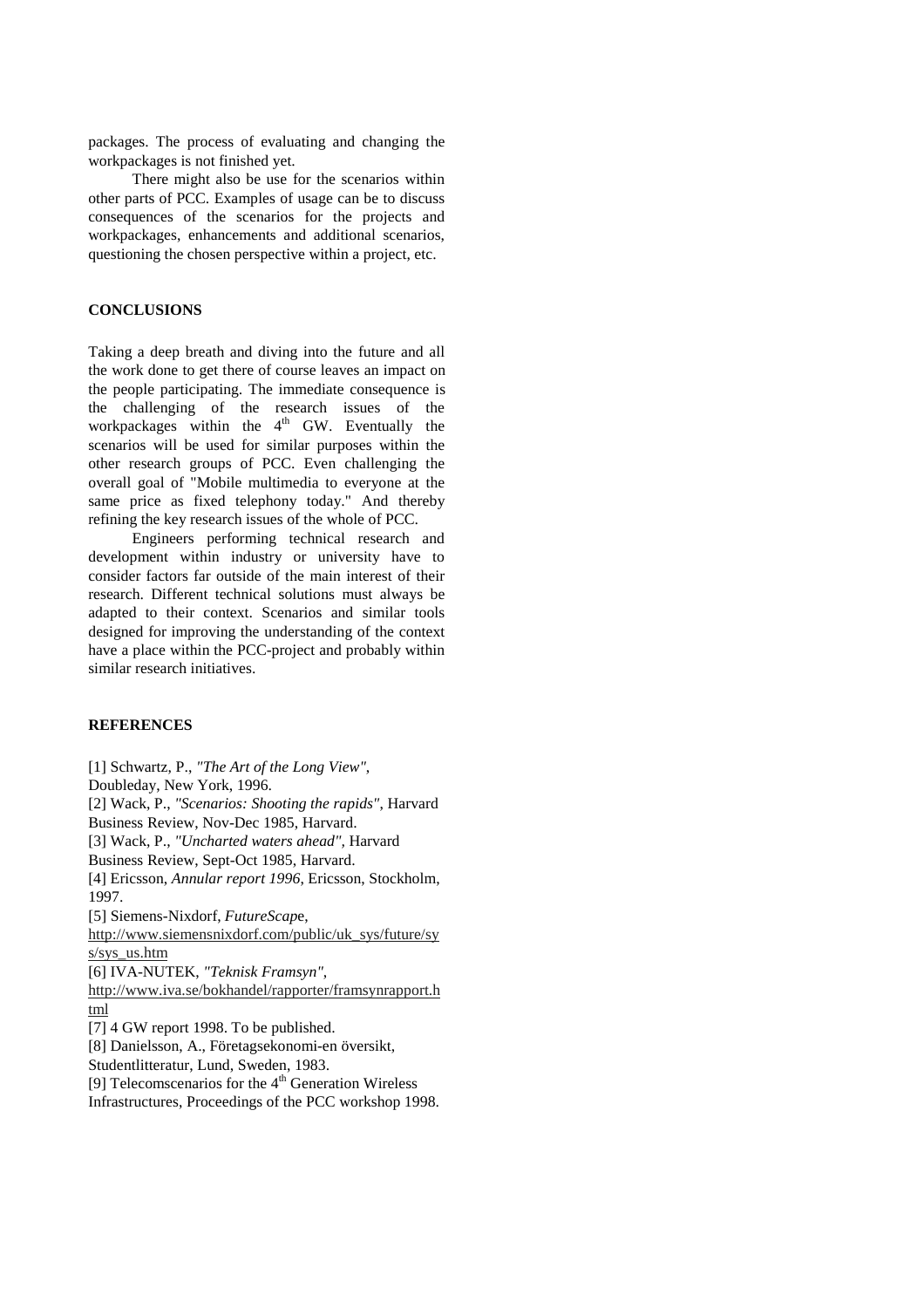packages. The process of evaluating and changing the workpackages is not finished yet.

There might also be use for the scenarios within other parts of PCC. Examples of usage can be to discuss consequences of the scenarios for the projects and workpackages, enhancements and additional scenarios, questioning the chosen perspective within a project, etc.

## CONCLUSIONS

Taking a deep breath and diving into the future and all the work done to get there of course leaves an impact on the people participating. The immediate consequence is the challenging of the research issues of the workpackages within the 4th GW. Eventually the scenarios will be used for similar purposes within the other research groups of PCC. Even challenging the overall goal of "Mobile multimedia to everyone at the same price as fixed telephony today." And thereby refining the key research issues of the whole of PCC.

Engineers performing technical research and development within industry or university have to consider factors far outside of the main interest of their research. Different technical solutions must always be adapted to their context. Scenarios and similar tools designed for improving the understanding of the context have a place within the PCC-project and probably within similar research initiatives.

## REFERENCES

[1] Schwartz, P., *"The Art of the Long View"*, Doubleday, New York, 1996.

[2] Wack, P., *"Scenarios: Shooting the rapids"*, Harvard Business Review, Nov-Dec 1985, Harvard.

[3] Wack, P., *"Uncharted waters ahead"*, Harvard Business Review, Sept-Oct 1985, Harvard.

[4] Ericsson, *Annular report 1996*, Ericsson, Stockholm, 1997.

[5] Siemens-Nixdorf, *FutureScap*e, http://www.siemensnixdorf.com/public/uk_sys/future/sys/sys_us.htm

[6] IVA-NUTEK, *"Teknisk Framsyn"*, http://www.iva.se/bokhandel/rapporter/framsynrapport.html

[7] 4 GW report 1998. To be published.

[8] Danielsson, A., Företagsekonomi-en översikt, Studentlitteratur, Lund, Sweden, 1983.

[9] Telecomscenarios for the 4th Generation Wireless Infrastructures, Proceedings of the PCC workshop 1998.